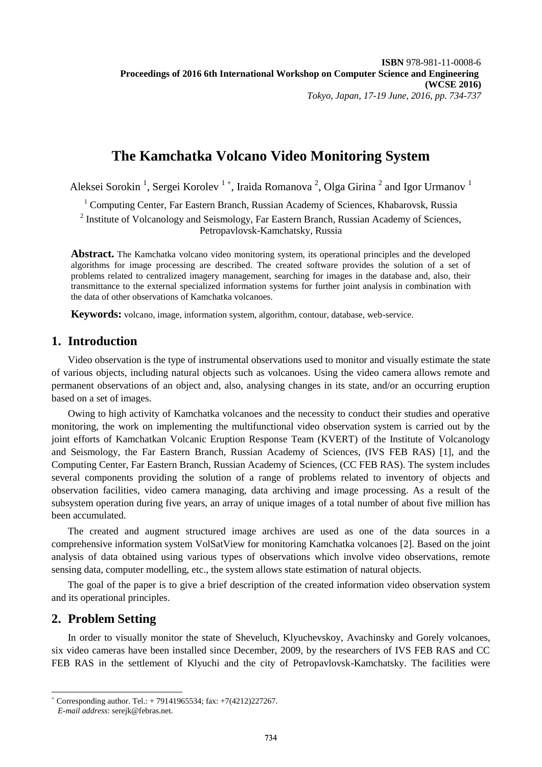**ISBN** 978-981-11-0008-6
**Proceedings of 2016 6th International Workshop on Computer Science and Engineering (WCSE 2016)**
*Tokyo, Japan, 17-19 June, 2016, pp. 734-737*

# The Kamchatka Volcano Video Monitoring System

Aleksei Sorokin [1], Sergei Korolev [1 +], Iraida Romanova [2], Olga Girina [2] and Igor Urmanov [1]

[1] Computing Center, Far Eastern Branch, Russian Academy of Sciences, Khabarovsk, Russia

[2] Institute of Volcanology and Seismology, Far Eastern Branch, Russian Academy of Sciences, Petropavlovsk-Kamchatsky, Russia

**Abstract.** The Kamchatka volcano video monitoring system, its operational principles and the developed algorithms for image processing are described. The created software provides the solution of a set of problems related to centralized imagery management, searching for images in the database and, also, their transmittance to the external specialized information systems for further joint analysis in combination with the data of other observations of Kamchatka volcanoes.

**Keywords:** volcano, image, information system, algorithm, contour, database, web-service.

## 1. Introduction

Video observation is the type of instrumental observations used to monitor and visually estimate the state of various objects, including natural objects such as volcanoes. Using the video camera allows remote and permanent observations of an object and, also, analysing changes in its state, and/or an occurring eruption based on a set of images.

Owing to high activity of Kamchatka volcanoes and the necessity to conduct their studies and operative monitoring, the work on implementing the multifunctional video observation system is carried out by the joint efforts of Kamchatkan Volcanic Eruption Response Team (KVERT) of the Institute of Volcanology and Seismology, the Far Eastern Branch, Russian Academy of Sciences, (IVS FEB RAS) [1], and the Computing Center, Far Eastern Branch, Russian Academy of Sciences, (CC FEB RAS). The system includes several components providing the solution of a range of problems related to inventory of objects and observation facilities, video camera managing, data archiving and image processing. As a result of the subsystem operation during five years, an array of unique images of a total number of about five million has been accumulated.

The created and augment structured image archives are used as one of the data sources in a comprehensive information system VolSatView for monitoring Kamchatka volcanoes [2]. Based on the joint analysis of data obtained using various types of observations which involve video observations, remote sensing data, computer modelling, etc., the system allows state estimation of natural objects.

The goal of the paper is to give a brief description of the created information video observation system and its operational principles.

## 2. Problem Setting

In order to visually monitor the state of Sheveluch, Klyuchevskoy, Avachinsky and Gorely volcanoes, six video cameras have been installed since December, 2009, by the researchers of IVS FEB RAS and CC FEB RAS in the settlement of Klyuchi and the city of Petropavlovsk-Kamchatsky. The facilities were

---

[+] Corresponding author. Tel.: + 79141965534; fax: +7(4212)227267.
*E-mail address*: serejk@febras.net.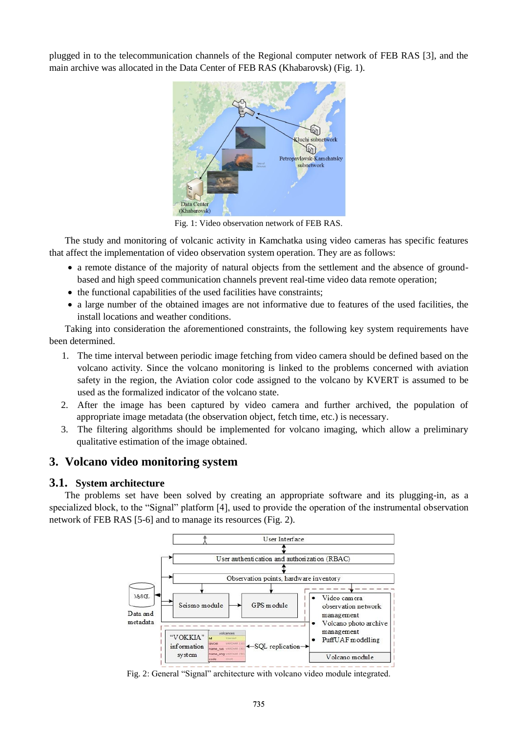plugged in to the telecommunication channels of the Regional computer network of FEB RAS [3], and the main archive was allocated in the Data Center of FEB RAS (Khabarovsk) (Fig. 1).

Fig. 1: Video observation network of FEB RAS.

The study and monitoring of volcanic activity in Kamchatka using video cameras has specific features that affect the implementation of video observation system operation. They are as follows:

- a remote distance of the majority of natural objects from the settlement and the absence of ground-based and high speed communication channels prevent real-time video data remote operation;
- the functional capabilities of the used facilities have constraints;
- a large number of the obtained images are not informative due to features of the used facilities, the install locations and weather conditions.

Taking into consideration the aforementioned constraints, the following key system requirements have been determined.

1. The time interval between periodic image fetching from video camera should be defined based on the volcano activity. Since the volcano monitoring is linked to the problems concerned with aviation safety in the region, the Aviation color code assigned to the volcano by KVERT is assumed to be used as the formalized indicator of the volcano state.
2. After the image has been captured by video camera and further archived, the population of appropriate image metadata (the observation object, fetch time, etc.) is necessary.
3. The filtering algorithms should be implemented for volcano imaging, which allow a preliminary qualitative estimation of the image obtained.

## 3. Volcano video monitoring system

### 3.1. System architecture

The problems set have been solved by creating an appropriate software and its plugging-in, as a specialized block, to the "Signal" platform [4], used to provide the operation of the instrumental observation network of FEB RAS [5-6] and to manage its resources (Fig. 2).

Fig. 2: General "Signal" architecture with volcano video module integrated.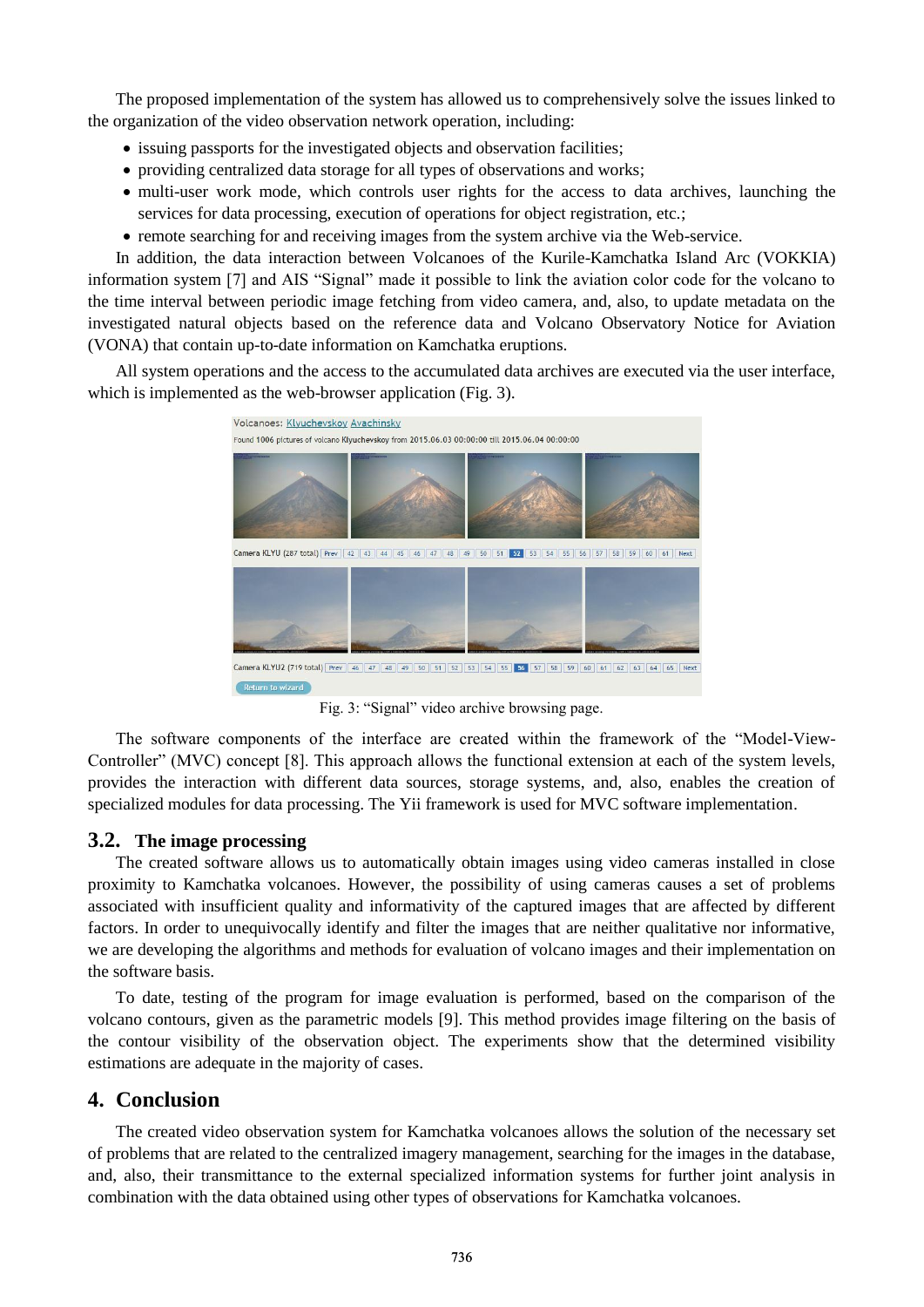The proposed implementation of the system has allowed us to comprehensively solve the issues linked to the organization of the video observation network operation, including:

- issuing passports for the investigated objects and observation facilities;
- providing centralized data storage for all types of observations and works;
- multi-user work mode, which controls user rights for the access to data archives, launching the services for data processing, execution of operations for object registration, etc.;
- remote searching for and receiving images from the system archive via the Web-service.

In addition, the data interaction between Volcanoes of the Kurile-Kamchatka Island Arc (VOKKIA) information system [7] and AIS "Signal" made it possible to link the aviation color code for the volcano to the time interval between periodic image fetching from video camera, and, also, to update metadata on the investigated natural objects based on the reference data and Volcano Observatory Notice for Aviation (VONA) that contain up-to-date information on Kamchatka eruptions.

All system operations and the access to the accumulated data archives are executed via the user interface, which is implemented as the web-browser application (Fig. 3).

Fig. 3: "Signal" video archive browsing page.

The software components of the interface are created within the framework of the "Model-View-Controller" (MVC) concept [8]. This approach allows the functional extension at each of the system levels, provides the interaction with different data sources, storage systems, and, also, enables the creation of specialized modules for data processing. The Yii framework is used for MVC software implementation.

### 3.2. The image processing

The created software allows us to automatically obtain images using video cameras installed in close proximity to Kamchatka volcanoes. However, the possibility of using cameras causes a set of problems associated with insufficient quality and informativity of the captured images that are affected by different factors. In order to unequivocally identify and filter the images that are neither qualitative nor informative, we are developing the algorithms and methods for evaluation of volcano images and their implementation on the software basis.

To date, testing of the program for image evaluation is performed, based on the comparison of the volcano contours, given as the parametric models [9]. This method provides image filtering on the basis of the contour visibility of the observation object. The experiments show that the determined visibility estimations are adequate in the majority of cases.

## 4. Conclusion

The created video observation system for Kamchatka volcanoes allows the solution of the necessary set of problems that are related to the centralized imagery management, searching for the images in the database, and, also, their transmittance to the external specialized information systems for further joint analysis in combination with the data obtained using other types of observations for Kamchatka volcanoes.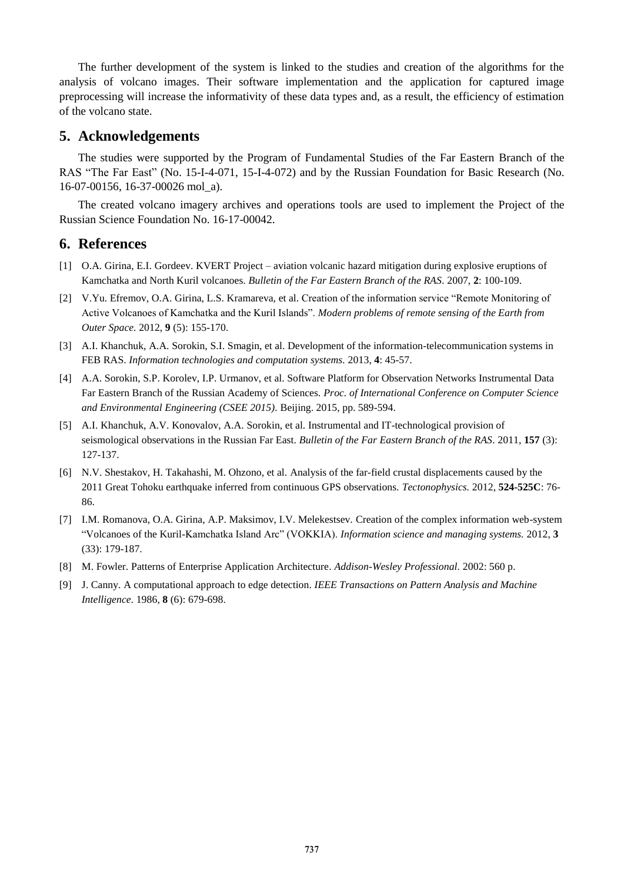The further development of the system is linked to the studies and creation of the algorithms for the analysis of volcano images. Their software implementation and the application for captured image preprocessing will increase the informativity of these data types and, as a result, the efficiency of estimation of the volcano state.

## 5. Acknowledgements

The studies were supported by the Program of Fundamental Studies of the Far Eastern Branch of the RAS "The Far East" (No. 15-I-4-071, 15-I-4-072) and by the Russian Foundation for Basic Research (No. 16-07-00156, 16-37-00026 mol_a).

The created volcano imagery archives and operations tools are used to implement the Project of the Russian Science Foundation No. 16-17-00042.

## 6. References

[1] O.A. Girina, E.I. Gordeev. KVERT Project – aviation volcanic hazard mitigation during explosive eruptions of Kamchatka and North Kuril volcanoes. *Bulletin of the Far Eastern Branch of the RAS*. 2007, **2**: 100-109.

[2] V.Yu. Efremov, O.A. Girina, L.S. Kramareva, et al. Creation of the information service "Remote Monitoring of Active Volcanoes of Kamchatka and the Kuril Islands". *Modern problems of remote sensing of the Earth from Outer Space.* 2012, **9** (5): 155-170.

[3] A.I. Khanchuk, A.A. Sorokin, S.I. Smagin, et al. Development of the information-telecommunication systems in FEB RAS. *Information technologies and computation systems*. 2013, **4**: 45-57.

[4] A.A. Sorokin, S.P. Korolev, I.P. Urmanov, et al. Software Platform for Observation Networks Instrumental Data Far Eastern Branch of the Russian Academy of Sciences. *Proc. of International Conference on Computer Science and Environmental Engineering (CSEE 2015)*. Beijing. 2015, pp. 589-594.

[5] A.I. Khanchuk, A.V. Konovalov, A.A. Sorokin, et al. Instrumental and IT-technological provision of seismological observations in the Russian Far East. *Bulletin of the Far Eastern Branch of the RAS*. 2011, **157** (3): 127-137.

[6] N.V. Shestakov, H. Takahashi, M. Ohzono, et al. Analysis of the far-field crustal displacements caused by the 2011 Great Tohoku earthquake inferred from continuous GPS observations. *Tectonophysics.* 2012, **524-525C**: 76-86.

[7] I.M. Romanova, O.A. Girina, A.P. Maksimov, I.V. Melekestsev. Creation of the complex information web-system "Volcanoes of the Kuril-Kamchatka Island Arc" (VOKKIA). *Information science and managing systems.* 2012, **3** (33): 179-187.

[8] M. Fowler. Patterns of Enterprise Application Architecture. *Addison-Wesley Professional*. 2002: 560 p.

[9] J. Canny. A computational approach to edge detection. *IEEE Transactions on Pattern Analysis and Machine Intelligence*. 1986, **8** (6): 679-698.